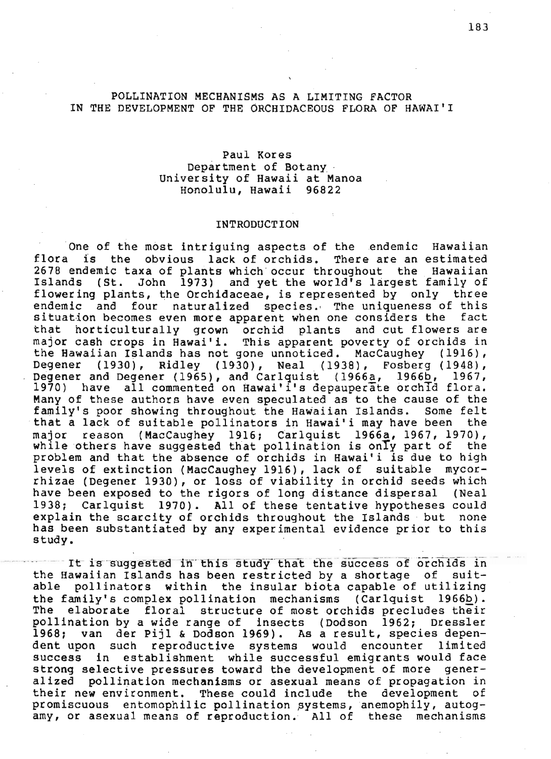# POLLINATION MECHANISMS AS A LIMITING FACTOR IN THE DEVELOPMENT OF THE ORCHIDACEOUS FLORA OF HAWAI'I

Paul Kores
Department of Botany
University of Hawaii at Manoa
Honolulu, Hawaii 96822

## INTRODUCTION

One of the most intriguing aspects of the endemic Hawaiian flora is the obvious lack of orchids. There are an estimated 2678 endemic taxa of plants which occur throughout the Hawaiian Islands (St. John 1973) and yet the world's largest family of flowering plants, the Orchidaceae, is represented by only three endemic and four naturalized species. The uniqueness of this situation becomes even more apparent when one considers the fact that horticulturally grown orchid plants and cut flowers are major cash crops in Hawai'i. This apparent poverty of orchids in the Hawaiian Islands has not gone unnoticed. MacCaughey (1916), Degener (1930), Ridley (1930), Neal (1938), Fosberg (1948), Degener and Degener (1965), and Carlquist (1966a, 1966b, 1967, 1970) have all commented on Hawai'i's depauperate orchid flora. Many of these authors have even speculated as to the cause of the family's poor showing throughout the Hawaiian Islands. Some felt that a lack of suitable pollinators in Hawai'i may have been the major reason (MacCaughey 1916; Carlquist 1966a, 1967, 1970), while others have suggested that pollination is only part of the problem and that the absence of orchids in Hawai'i is due to high levels of extinction (MacCaughey 1916), lack of suitable mycorrhizae (Degener 1930), or loss of viability in orchid seeds which have been exposed to the rigors of long distance dispersal (Neal 1938; Carlquist 1970). All of these tentative hypotheses could explain the scarcity of orchids throughout the Islands but none has been substantiated by any experimental evidence prior to this study.

It is suggested in this study that the success of orchids in the Hawaiian Islands has been restricted by a shortage of suitable pollinators within the insular biota capable of utilizing the family's complex pollination mechanisms (Carlquist 1966b). The elaborate floral structure of most orchids precludes their pollination by a wide range of insects (Dodson 1962; Dressler 1968; van der Pijl & Dodson 1969). As a result, species dependent upon such reproductive systems would encounter limited success in establishment while successful emigrants would face strong selective pressures toward the development of more generalized pollination mechanisms or asexual means of propagation in their new environment. These could include the development of promiscuous entomophilic pollination systems, anemophily, autogamy, or asexual means of reproduction. All of these mechanisms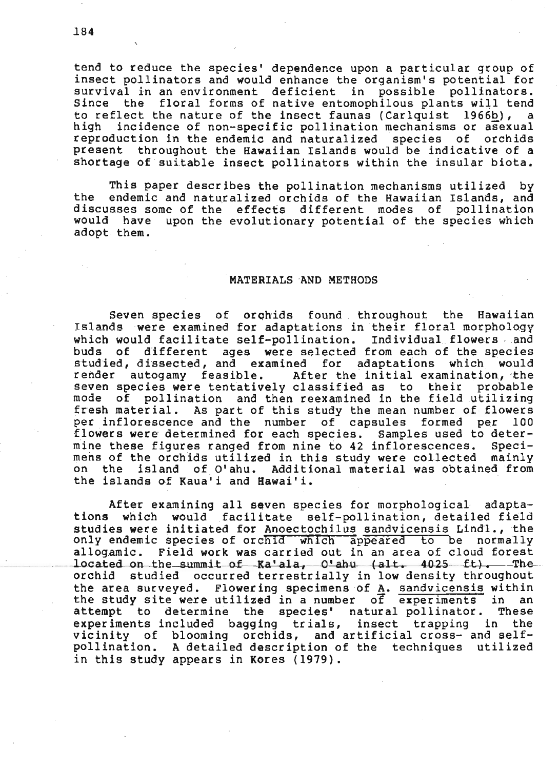tend to reduce the species' dependence upon a particular group of insect pollinators and would enhance the organism's potential for survival in an environment deficient in possible pollinators. Since the floral forms of native entomophilous plants will tend to reflect the nature of the insect faunas (Carlquist 1966b), a high incidence of non-specific pollination mechanisms or asexual reproduction in the endemic and naturalized species of orchids present throughout the Hawaiian Islands would be indicative of a shortage of suitable insect pollinators within the insular biota.

This paper describes the pollination mechanisms utilized by the endemic and naturalized orchids of the Hawaiian Islands, and discusses some of the effects different modes of pollination would have upon the evolutionary potential of the species which adopt them.

## MATERIALS AND METHODS

Seven species of orchids found throughout the Hawaiian Islands were examined for adaptations in their floral morphology which would facilitate self-pollination. Individual flowers and buds of different ages were selected from each of the species studied, dissected, and examined for adaptations which would render autogamy feasible. After the initial examination, the seven species were tentatively classified as to their probable mode of pollination and then reexamined in the field utilizing fresh material. As part of this study the mean number of flowers per inflorescence and the number of capsules formed per 100 flowers were determined for each species. Samples used to determine these figures ranged from nine to 42 inflorescences. Specimens of the orchids utilized in this study were collected mainly on the island of O'ahu. Additional material was obtained from the islands of Kaua'i and Hawai'i.

After examining all seven species for morphological adaptations which would facilitate self-pollination, detailed field studies were initiated for *Anoectochilus sandvicensis* Lindl., the only endemic species of orchid which appeared to be normally allogamic. Field work was carried out in an area of cloud forest located on the summit of Ka'ala, O'ahu (alt. 4025 ft). The orchid studied occurred terrestrially in low density throughout the area surveyed. Flowering specimens of *A. sandvicensis* within the study site were utilized in a number of experiments in an attempt to determine the species' natural pollinator. These experiments included bagging trials, insect trapping in the vicinity of blooming orchids, and artificial cross- and self-pollination. A detailed description of the techniques utilized in this study appears in Kores (1979).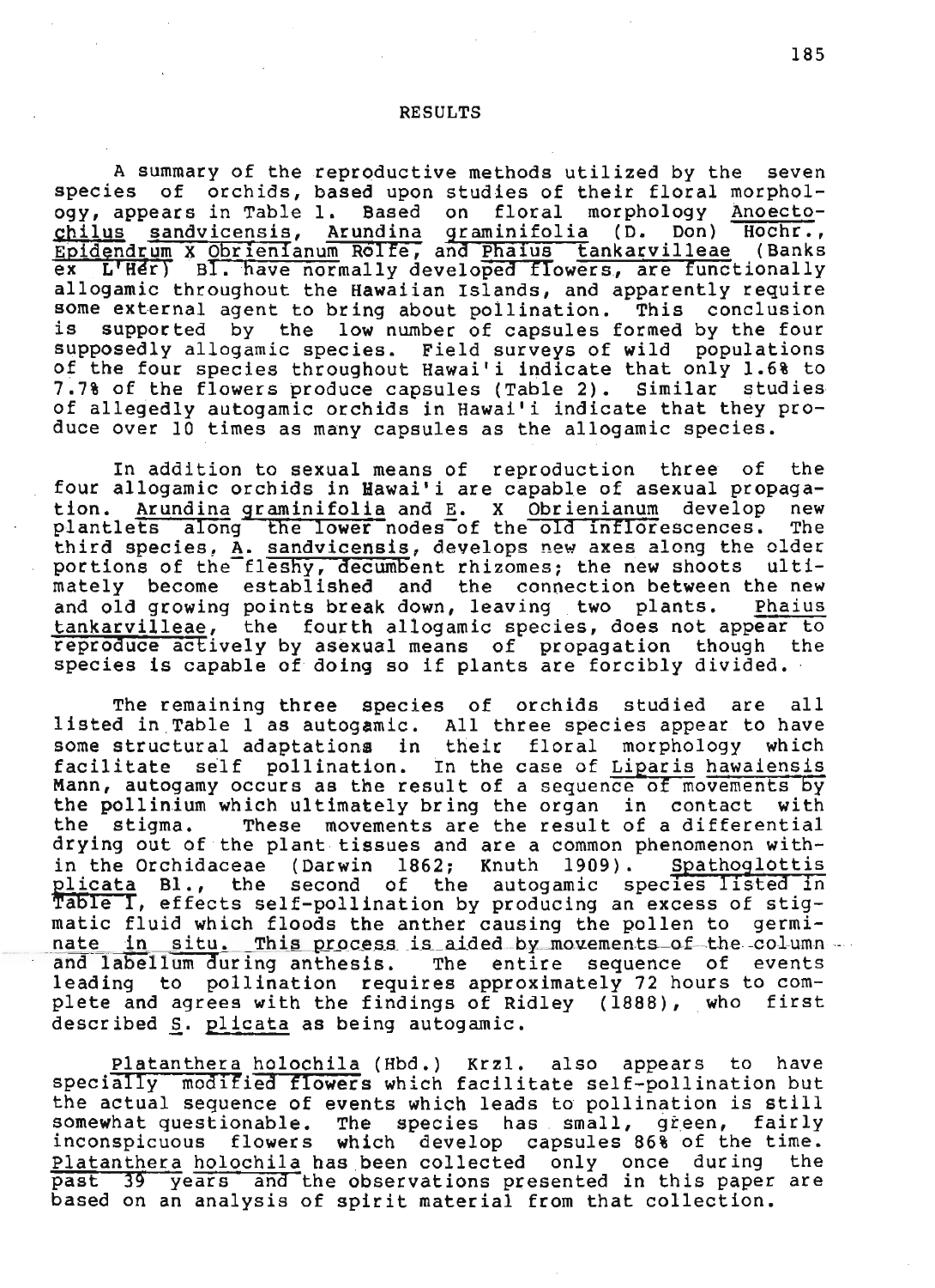## RESULTS

A summary of the reproductive methods utilized by the seven species of orchids, based upon studies of their floral morphology, appears in Table 1. Based on floral morphology *Anoectochilus sandvicensis*, *Arundina graminifolia* (D. Don) Hochr., *Epidendrum* X *Obrienianum* Rolfe, and *Phaius tankarvilleae* (Banks ex L'Hér) Bl. have normally developed flowers, are functionally allogamic throughout the Hawaiian Islands, and apparently require some external agent to bring about pollination. This conclusion is supported by the low number of capsules formed by the four supposedly allogamic species. Field surveys of wild populations of the four species throughout Hawai'i indicate that only 1.6% to 7.7% of the flowers produce capsules (Table 2). Similar studies of allegedly autogamic orchids in Hawai'i indicate that they produce over 10 times as many capsules as the allogamic species.

In addition to sexual means of reproduction three of the four allogamic orchids in Hawai'i are capable of asexual propagation. *Arundina graminifolia* and *E.* X *Obrienianum* develop new plantlets along the lower nodes of the old inflorescences. The third species, *A. sandvicensis*, develops new axes along the older portions of the fleshy, decumbent rhizomes; the new shoots ultimately become established and the connection between the new and old growing points break down, leaving two plants. *Phaius tankarvilleae*, the fourth allogamic species, does not appear to reproduce actively by asexual means of propagation though the species is capable of doing so if plants are forcibly divided.

The remaining three species of orchids studied are all listed in Table 1 as autogamic. All three species appear to have some structural adaptations in their floral morphology which facilitate self pollination. In the case of *Liparis hawaiensis* Mann, autogamy occurs as the result of a sequence of movements by the pollinium which ultimately bring the organ in contact with the stigma. These movements are the result of a differential drying out of the plant tissues and are a common phenomenon within the Orchidaceae (Darwin 1862; Knuth 1909). *Spathoglottis plicata* Bl., the second of the autogamic species listed in Table I, effects self-pollination by producing an excess of stigmatic fluid which floods the anther causing the pollen to germinate *in situ*. This process is aided by movements of the column and labellum during anthesis. The entire sequence of events leading to pollination requires approximately 72 hours to complete and agrees with the findings of Ridley (1888), who first described *S. plicata* as being autogamic.

*Platanthera holochila* (Hbd.) Krzl. also appears to have specially modified flowers which facilitate self-pollination but the actual sequence of events which leads to pollination is still somewhat questionable. The species has small, green, fairly inconspicuous flowers which develop capsules 86% of the time. *Platanthera holochila* has been collected only once during the past 39 years and the observations presented in this paper are based on an analysis of spirit material from that collection.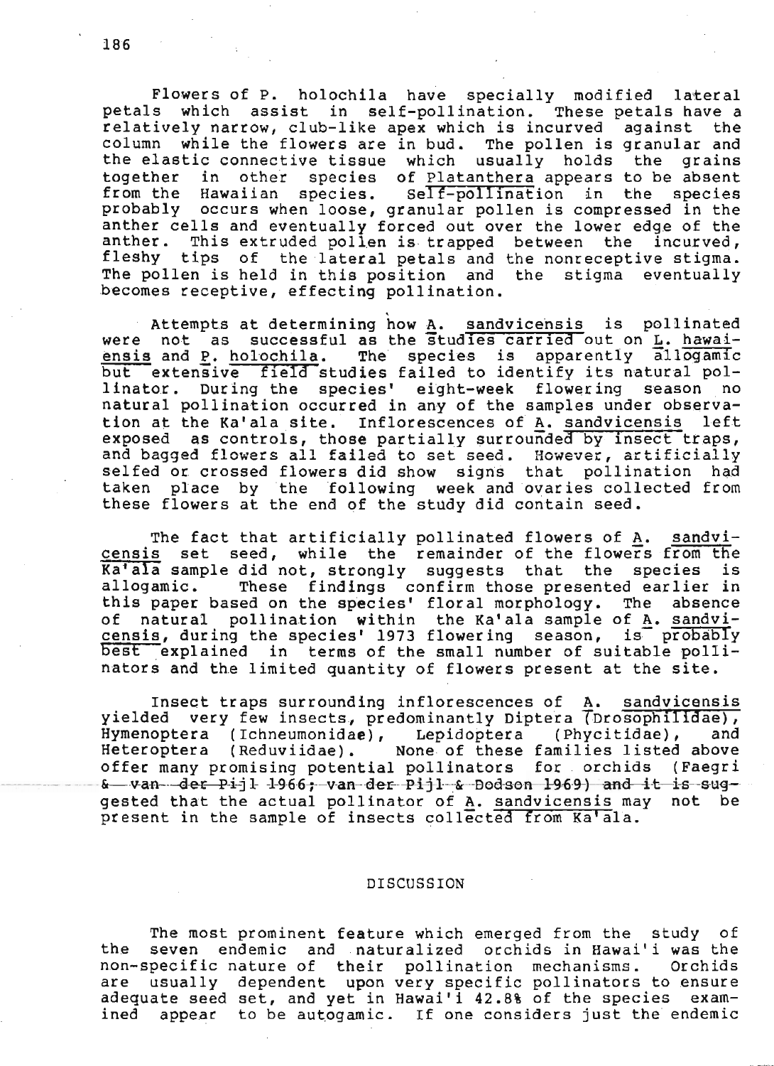Flowers of P. holochila have specially modified lateral petals which assist in self-pollination. These petals have a relatively narrow, club-like apex which is incurved against the column while the flowers are in bud. The pollen is granular and the elastic connective tissue which usually holds the grains together in other species of _Platanthera_ appears to be absent from the Hawaiian species. _Self-pollination_ in the species probably occurs when loose, granular pollen is compressed in the anther cells and eventually forced out over the lower edge of the anther. This extruded pollen is trapped between the incurved, fleshy tips of the lateral petals and the nonreceptive stigma. The pollen is held in this position and the stigma eventually becomes receptive, effecting pollination.

Attempts at determining how _A. sandvicensis_ is pollinated were not as successful as the _studies carried_ out on _L. hawaiensis_ and _P. holochila_. The species is apparently _allogamic_ but _extensive field_ studies failed to identify its natural pollinator. During the species' eight-week flowering season no natural pollination occurred in any of the samples under observation at the Ka'ala site. Inflorescences of _A. sandvicensis_ left exposed as controls, those partially _surrounded by insect_ traps, and bagged flowers all failed to set seed. However, artificially selfed or crossed flowers did show signs that pollination had taken place by the following week and ovaries collected from these flowers at the end of the study did contain seed.

The fact that artificially pollinated flowers of _A. sandvicensis_ set seed, while the remainder of the flowers _from the Ka'ala_ sample did not, strongly suggests that the species is allogamic. These findings confirm those presented earlier in this paper based on the species' floral morphology. The absence of natural pollination within the Ka'ala sample of _A. sandvicensis_, during the species' 1973 flowering season, is _probably best_ explained in terms of the small number of suitable pollinators and the limited quantity of flowers present at the site.

Insect traps surrounding inflorescences of _A. sandvicensis_ yielded very few insects, predominantly Diptera _(Drosophilidae)_, Hymenoptera (Ichneumonidae), Lepidoptera (Phycitidae), and Heteroptera (Reduviidae). None of these families listed above offer many promising potential pollinators for orchids (Faegri & van der Pijl 1966; van der Pijl & Dodson 1969) and it is suggested that the actual pollinator of _A. sandvicensis_ may not be present in the sample of insects _collected from Ka'ala_.

## DISCUSSION

The most prominent feature which emerged from the study of the seven endemic and naturalized orchids in Hawai'i was the non-specific nature of their pollination mechanisms. Orchids are usually dependent upon very specific pollinators to ensure adequate seed set, and yet in Hawai'i 42.8% of the species examined appear to be autogamic. If one considers just the endemic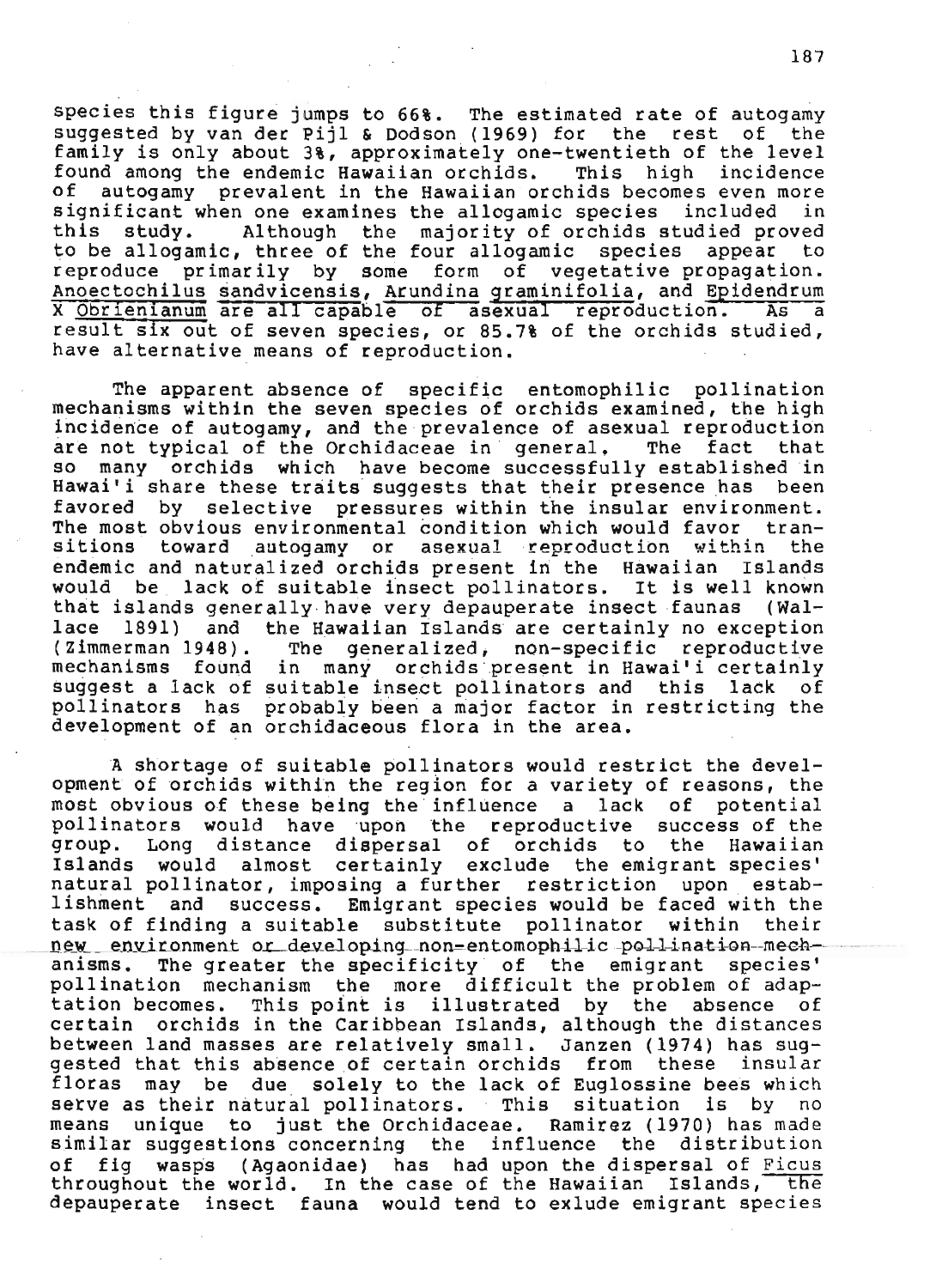species this figure jumps to 66%. The estimated rate of autogamy suggested by van der Pijl & Dodson (1969) for the rest of the family is only about 3%, approximately one-twentieth of the level found among the endemic Hawaiian orchids. This high incidence of autogamy prevalent in the Hawaiian orchids becomes even more significant when one examines the allogamic species included in this study. Although the majority of orchids studied proved to be allogamic, three of the four allogamic species appear to reproduce primarily by some form of vegetative propagation. *Anoectochilus sandvicensis*, *Arundina graminifolia*, and *Epidendrum X Obrienianum* are all capable of asexual reproduction. As a result six out of seven species, or 85.7% of the orchids studied, have alternative means of reproduction.

The apparent absence of specific entomophilic pollination mechanisms within the seven species of orchids examined, the high incidence of autogamy, and the prevalence of asexual reproduction are not typical of the Orchidaceae in general. The fact that so many orchids which have become successfully established in Hawai'i share these traits suggests that their presence has been favored by selective pressures within the insular environment. The most obvious environmental condition which would favor transitions toward autogamy or asexual reproduction within the endemic and naturalized orchids present in the Hawaiian Islands would be lack of suitable insect pollinators. It is well known that islands generally have very depauperate insect faunas (Wallace 1891) and the Hawaiian Islands are certainly no exception (Zimmerman 1948). The generalized, non-specific reproductive mechanisms found in many orchids present in Hawai'i certainly suggest a lack of suitable insect pollinators and this lack of pollinators has probably been a major factor in restricting the development of an orchidaceous flora in the area.

A shortage of suitable pollinators would restrict the development of orchids within the region for a variety of reasons, the most obvious of these being the influence a lack of potential pollinators would have upon the reproductive success of the group. Long distance dispersal of orchids to the Hawaiian Islands would almost certainly exclude the emigrant species' natural pollinator, imposing a further restriction upon establishment and success. Emigrant species would be faced with the task of finding a suitable substitute pollinator within their new environment or developing non-entomophilic pollination mechanisms. The greater the specificity of the emigrant species' pollination mechanism the more difficult the problem of adaptation becomes. This point is illustrated by the absence of certain orchids in the Caribbean Islands, although the distances between land masses are relatively small. Janzen (1974) has suggested that this absence of certain orchids from these insular floras may be due solely to the lack of Euglossine bees which serve as their natural pollinators. This situation is by no means unique to just the Orchidaceae. Ramirez (1970) has made similar suggestions concerning the influence the distribution of fig wasps (Agaonidae) has had upon the dispersal of *Ficus* throughout the world. In the case of the Hawaiian Islands, the depauperate insect fauna would tend to exlude emigrant species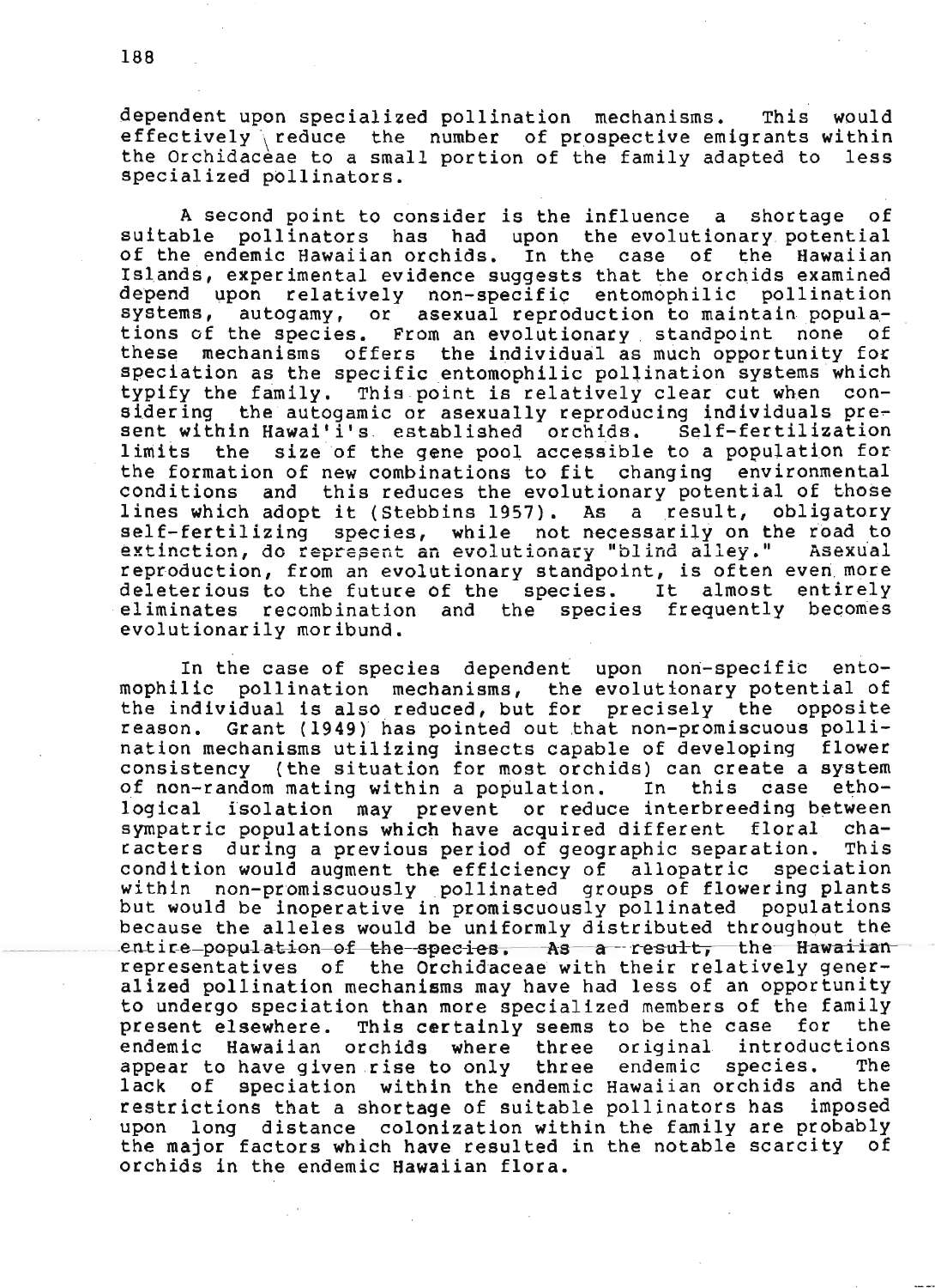dependent upon specialized pollination mechanisms. This would effectively reduce the number of prospective emigrants within the Orchidaceae to a small portion of the family adapted to less specialized pollinators.

A second point to consider is the influence a shortage of suitable pollinators has had upon the evolutionary potential of the endemic Hawaiian orchids. In the case of the Hawaiian Islands, experimental evidence suggests that the orchids examined depend upon relatively non-specific entomophilic pollination systems, autogamy, or asexual reproduction to maintain populations of the species. From an evolutionary standpoint none of these mechanisms offers the individual as much opportunity for speciation as the specific entomophilic pollination systems which typify the family. This point is relatively clear cut when considering the autogamic or asexually reproducing individuals present within Hawai'i's established orchids. Self-fertilization limits the size of the gene pool accessible to a population for the formation of new combinations to fit changing environmental conditions and this reduces the evolutionary potential of those lines which adopt it (Stebbins 1957). As a result, obligatory self-fertilizing species, while not necessarily on the road to extinction, do represent an evolutionary "blind alley." Asexual reproduction, from an evolutionary standpoint, is often even more deleterious to the future of the species. It almost entirely eliminates recombination and the species frequently becomes evolutionarily moribund.

In the case of species dependent upon non-specific entomophilic pollination mechanisms, the evolutionary potential of the individual is also reduced, but for precisely the opposite reason. Grant (1949) has pointed out that non-promiscuous pollination mechanisms utilizing insects capable of developing flower consistency (the situation for most orchids) can create a system of non-random mating within a population. In this case ethological isolation may prevent or reduce interbreeding between sympatric populations which have acquired different floral characters during a previous period of geographic separation. This condition would augment the efficiency of allopatric speciation within non-promiscuously pollinated groups of flowering plants but would be inoperative in promiscuously pollinated populations because the alleles would be uniformly distributed throughout the entire population of the species. As a result, the Hawaiian representatives of the Orchidaceae with their relatively generalized pollination mechanisms may have had less of an opportunity to undergo speciation than more specialized members of the family present elsewhere. This certainly seems to be the case for the endemic Hawaiian orchids where three original introductions appear to have given rise to only three endemic species. The lack of speciation within the endemic Hawaiian orchids and the restrictions that a shortage of suitable pollinators has imposed upon long distance colonization within the family are probably the major factors which have resulted in the notable scarcity of orchids in the endemic Hawaiian flora.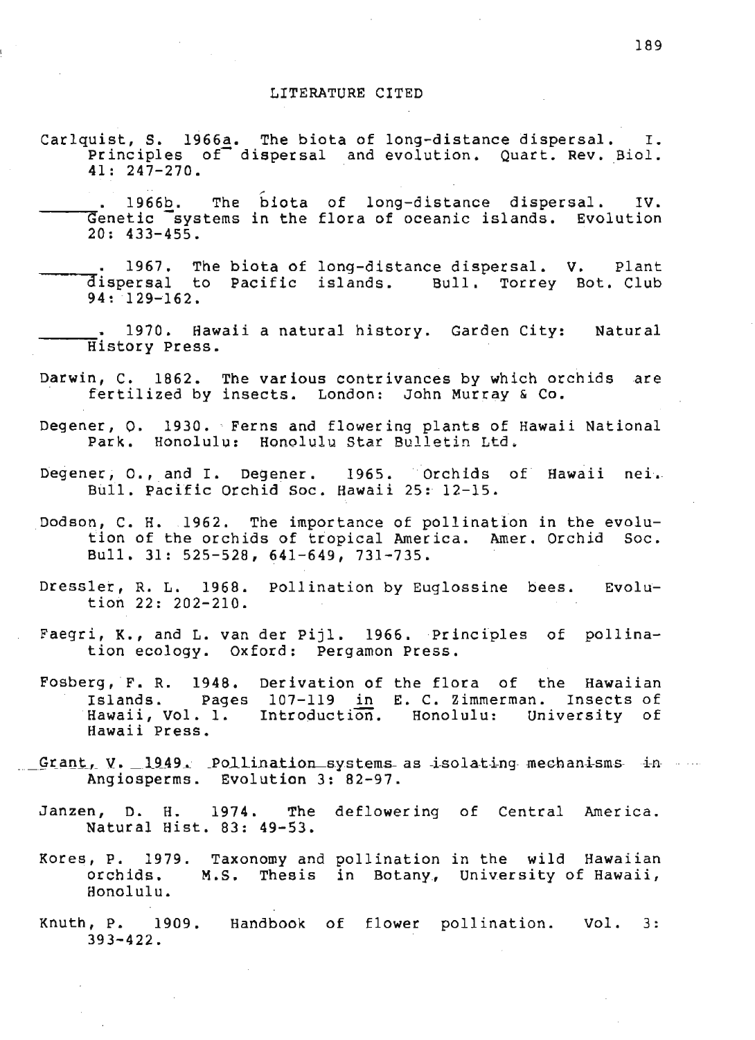## LITERATURE CITED

Carlquist, S. 1966a. The biota of long-distance dispersal. I. Principles of dispersal and evolution. Quart. Rev. Biol. 41: 247-270.

______. 1966b. The biota of long-distance dispersal. IV. Genetic systems in the flora of oceanic islands. Evolution 20: 433-455.

______. 1967. The biota of long-distance dispersal. V. Plant dispersal to Pacific islands. Bull. Torrey Bot. Club 94: 129-162.

______. 1970. Hawaii a natural history. Garden City: Natural History Press.

Darwin, C. 1862. The various contrivances by which orchids are fertilized by insects. London: John Murray & Co.

Degener, O. 1930. Ferns and flowering plants of Hawaii National Park. Honolulu: Honolulu Star Bulletin Ltd.

Degener, O., and I. Degener. 1965. Orchids of Hawaii nei. Bull. Pacific Orchid Soc. Hawaii 25: 12-15.

Dodson, C. H. 1962. The importance of pollination in the evolution of the orchids of tropical America. Amer. Orchid Soc. Bull. 31: 525-528, 641-649, 731-735.

Dressler, R. L. 1968. Pollination by Euglossine bees. Evolution 22: 202-210.

Faegri, K., and L. van der Pijl. 1966. Principles of pollination ecology. Oxford: Pergamon Press.

Fosberg, F. R. 1948. Derivation of the flora of the Hawaiian Islands. Pages 107-119 in E. C. Zimmerman. Insects of Hawaii, Vol. 1. Introduction. Honolulu: University of Hawaii Press.

Grant, V. 1949. Pollination systems as isolating mechanisms in Angiosperms. Evolution 3: 82-97.

Janzen, D. H. 1974. The deflowering of Central America. Natural Hist. 83: 49-53.

Kores, P. 1979. Taxonomy and pollination in the wild Hawaiian orchids. M.S. Thesis in Botany, University of Hawaii, Honolulu.

Knuth, P. 1909. Handbook of flower pollination. Vol. 3: 393-422.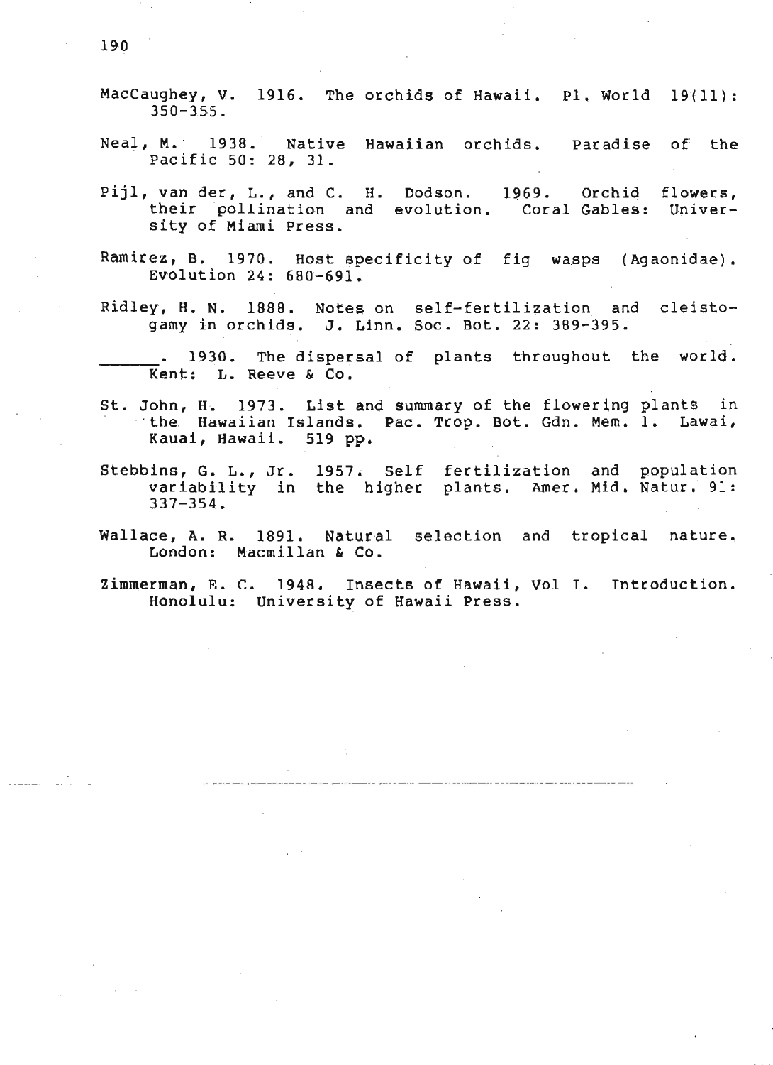MacCaughey, V. 1916. The orchids of Hawaii. Pl. World 19(11): 350-355.

Neal, M. 1938. Native Hawaiian orchids. Paradise of the Pacific 50: 28, 31.

Pijl, van der, L., and C. H. Dodson. 1969. Orchid flowers, their pollination and evolution. Coral Gables: University of Miami Press.

Ramirez, B. 1970. Host specificity of fig wasps (Agaonidae). Evolution 24: 680-691.

Ridley, H. N. 1888. Notes on self-fertilization and cleistogamy in orchids. J. Linn. Soc. Bot. 22: 389-395.

______. 1930. The dispersal of plants throughout the world. Kent: L. Reeve & Co.

St. John, H. 1973. List and summary of the flowering plants in the Hawaiian Islands. Pac. Trop. Bot. Gdn. Mem. 1. Lawai, Kauai, Hawaii. 519 pp.

Stebbins, G. L., Jr. 1957. Self fertilization and population variability in the higher plants. Amer. Mid. Natur. 91: 337-354.

Wallace, A. R. 1891. Natural selection and tropical nature. London: Macmillan & Co.

Zimmerman, E. C. 1948. Insects of Hawaii, Vol I. Introduction. Honolulu: University of Hawaii Press.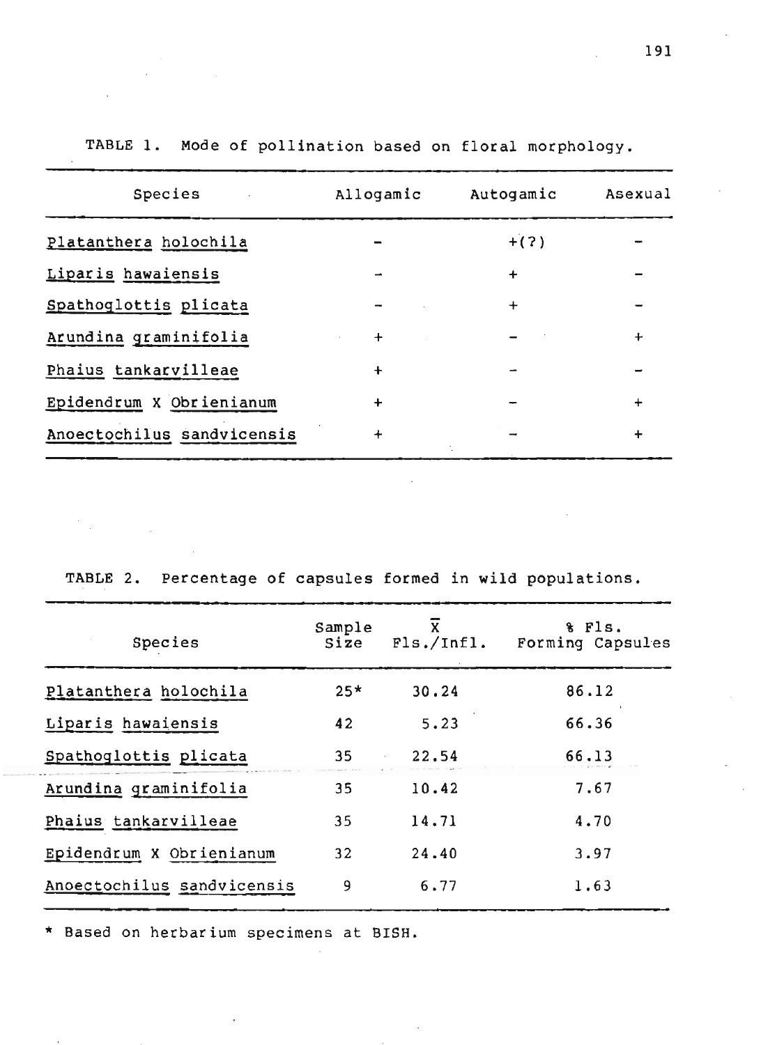TABLE 1. Mode of pollination based on floral morphology.

| Species | Allogamic | Autogamic | Asexual |
|---|---|---|---|
| *Platanthera holochila* | - | +(?) | - |
| *Liparis hawaiensis* | - | + | - |
| *Spathoglottis plicata* | - | + | - |
| *Arundina graminifolia* | + | - | + |
| *Phaius tankarvilleae* | + | - | - |
| *Epidendrum* X *Obrienianum* | + | - | + |
| *Anoectochilus sandvicensis* | + | - | + |

TABLE 2. Percentage of capsules formed in wild populations.

| Species | Sample Size | $\overline{X}$ Fls./Infl. | % Fls. Forming Capsules |
|---|---|---|---|
| *Platanthera holochila* | 25* | 30.24 | 86.12 |
| *Liparis hawaiensis* | 42 | 5.23 | 66.36 |
| *Spathoglottis plicata* | 35 | 22.54 | 66.13 |
| *Arundina graminifolia* | 35 | 10.42 | 7.67 |
| *Phaius tankarvilleae* | 35 | 14.71 | 4.70 |
| *Epidendrum* X *Obrienianum* | 32 | 24.40 | 3.97 |
| *Anoectochilus sandvicensis* | 9 | 6.77 | 1.63 |

\* Based on herbarium specimens at BISH.